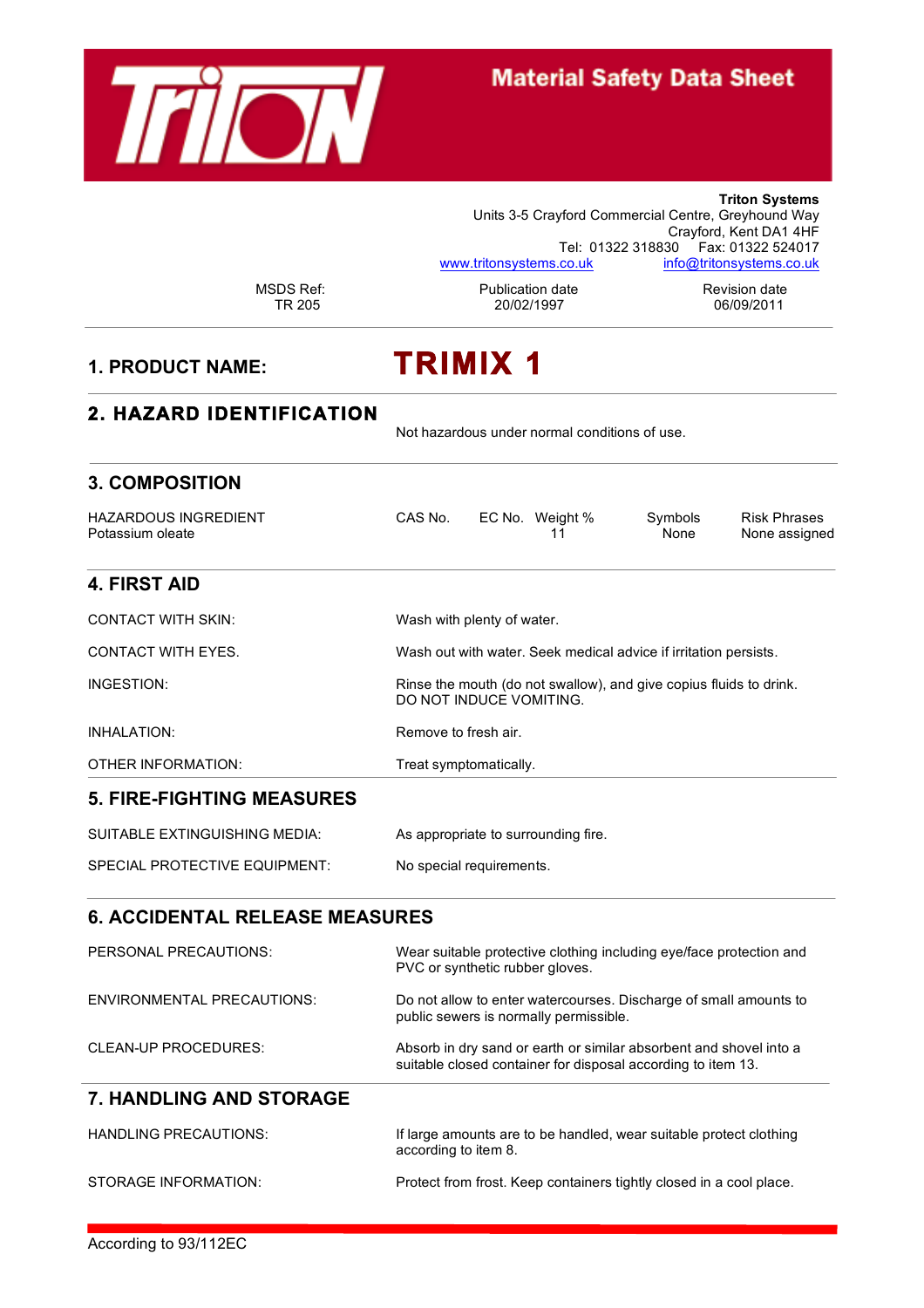# Material Safety Data Sheet

**Triton Systems**
Units 3-5 Crayford Commercial Centre, Greyhound Way
Crayford, Kent DA1 4HF
Tel: 01322 318830 Fax: 01322 524017
www.tritonsystems.co.uk info@tritonsystems.co.uk

| MSDS Ref: | Publication date | Revision date |
|---|---|---|
| TR 205 | 20/02/1997 | 06/09/2011 |

## 1. PRODUCT NAME: TRIMIX 1

## 2. HAZARD IDENTIFICATION

Not hazardous under normal conditions of use.

## 3. COMPOSITION

| HAZARDOUS INGREDIENT | CAS No. | EC No. | Weight % | Symbols | Risk Phrases |
|---|---|---|---|---|---|
| Potassium oleate | | | 11 | None | None assigned |

## 4. FIRST AID

CONTACT WITH SKIN: Wash with plenty of water.

CONTACT WITH EYES. Wash out with water. Seek medical advice if irritation persists.

INGESTION: Rinse the mouth (do not swallow), and give copius fluids to drink. DO NOT INDUCE VOMITING.

INHALATION: Remove to fresh air.

OTHER INFORMATION: Treat symptomatically.

## 5. FIRE-FIGHTING MEASURES

SUITABLE EXTINGUISHING MEDIA: As appropriate to surrounding fire.

SPECIAL PROTECTIVE EQUIPMENT: No special requirements.

## 6. ACCIDENTAL RELEASE MEASURES

PERSONAL PRECAUTIONS: Wear suitable protective clothing including eye/face protection and PVC or synthetic rubber gloves.

ENVIRONMENTAL PRECAUTIONS: Do not allow to enter watercourses. Discharge of small amounts to public sewers is normally permissible.

CLEAN-UP PROCEDURES: Absorb in dry sand or earth or similar absorbent and shovel into a suitable closed container for disposal according to item 13.

## 7. HANDLING AND STORAGE

HANDLING PRECAUTIONS: If large amounts are to be handled, wear suitable protect clothing according to item 8.

STORAGE INFORMATION: Protect from frost. Keep containers tightly closed in a cool place.

According to 93/112EC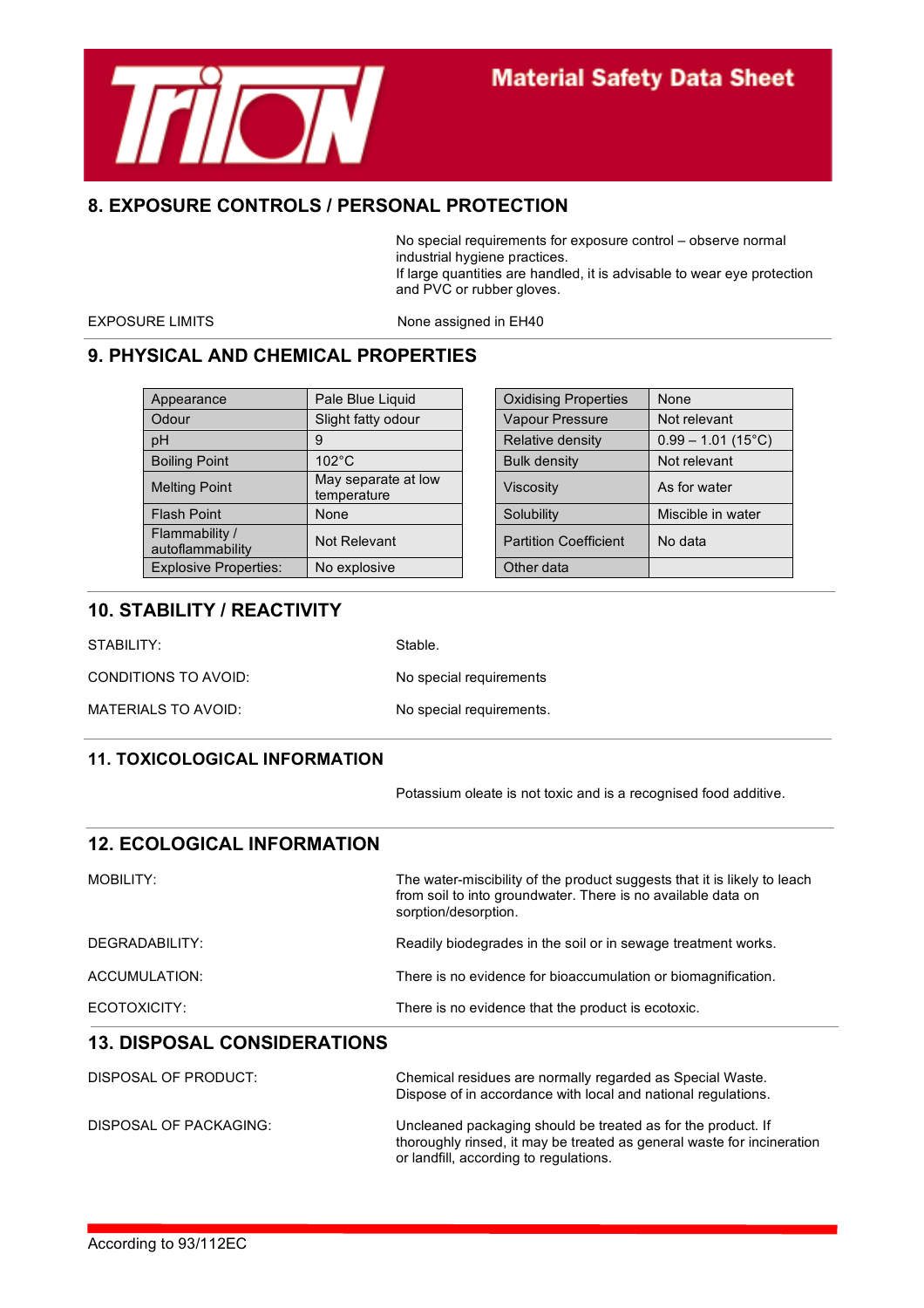## 8. EXPOSURE CONTROLS / PERSONAL PROTECTION

No special requirements for exposure control – observe normal industrial hygiene practices.
If large quantities are handled, it is advisable to wear eye protection and PVC or rubber gloves.

EXPOSURE LIMITS — None assigned in EH40

## 9. PHYSICAL AND CHEMICAL PROPERTIES

| Appearance | Pale Blue Liquid |
|---|---|
| Odour | Slight fatty odour |
| pH | 9 |
| Boiling Point | 102°C |
| Melting Point | May separate at low temperature |
| Flash Point | None |
| Flammability / autoflammability | Not Relevant |
| Explosive Properties: | No explosive |

| Oxidising Properties | None |
|---|---|
| Vapour Pressure | Not relevant |
| Relative density | 0.99 – 1.01 (15°C) |
| Bulk density | Not relevant |
| Viscosity | As for water |
| Solubility | Miscible in water |
| Partition Coefficient | No data |
| Other data | |

## 10. STABILITY / REACTIVITY

STABILITY: Stable.

CONDITIONS TO AVOID: No special requirements

MATERIALS TO AVOID: No special requirements.

## 11. TOXICOLOGICAL INFORMATION

Potassium oleate is not toxic and is a recognised food additive.

## 12. ECOLOGICAL INFORMATION

MOBILITY: The water-miscibility of the product suggests that it is likely to leach from soil to into groundwater. There is no available data on sorption/desorption.

DEGRADABILITY: Readily biodegrades in the soil or in sewage treatment works.

ACCUMULATION: There is no evidence for bioaccumulation or biomagnification.

ECOTOXICITY: There is no evidence that the product is ecotoxic.

## 13. DISPOSAL CONSIDERATIONS

DISPOSAL OF PRODUCT: Chemical residues are normally regarded as Special Waste. Dispose of in accordance with local and national regulations.

DISPOSAL OF PACKAGING: Uncleaned packaging should be treated as for the product. If thoroughly rinsed, it may be treated as general waste for incineration or landfill, according to regulations.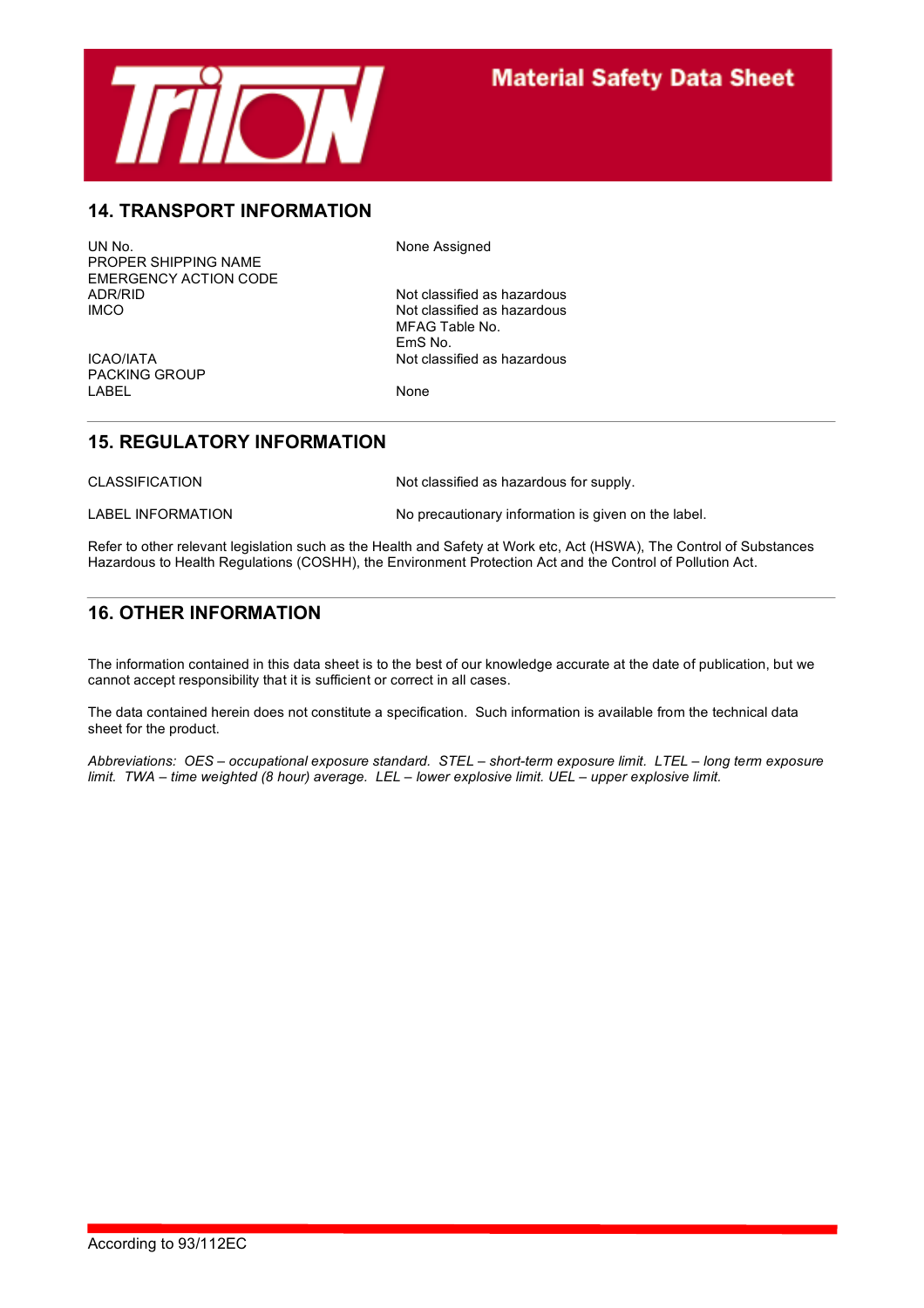## 14. TRANSPORT INFORMATION

| | |
|---|---|
| UN No. | None Assigned |
| PROPER SHIPPING NAME | |
| EMERGENCY ACTION CODE | |
| ADR/RID | Not classified as hazardous |
| IMCO | Not classified as hazardous |
| | MFAG Table No. |
| | EmS No. |
| ICAO/IATA | Not classified as hazardous |
| PACKING GROUP | |
| LABEL | None |

## 15. REGULATORY INFORMATION

| | |
|---|---|
| CLASSIFICATION | Not classified as hazardous for supply. |
| LABEL INFORMATION | No precautionary information is given on the label. |

Refer to other relevant legislation such as the Health and Safety at Work etc, Act (HSWA), The Control of Substances Hazardous to Health Regulations (COSHH), the Environment Protection Act and the Control of Pollution Act.

## 16. OTHER INFORMATION

The information contained in this data sheet is to the best of our knowledge accurate at the date of publication, but we cannot accept responsibility that it is sufficient or correct in all cases.

The data contained herein does not constitute a specification. Such information is available from the technical data sheet for the product.

*Abbreviations: OES – occupational exposure standard. STEL – short-term exposure limit. LTEL – long term exposure limit. TWA – time weighted (8 hour) average. LEL – lower explosive limit. UEL – upper explosive limit.*